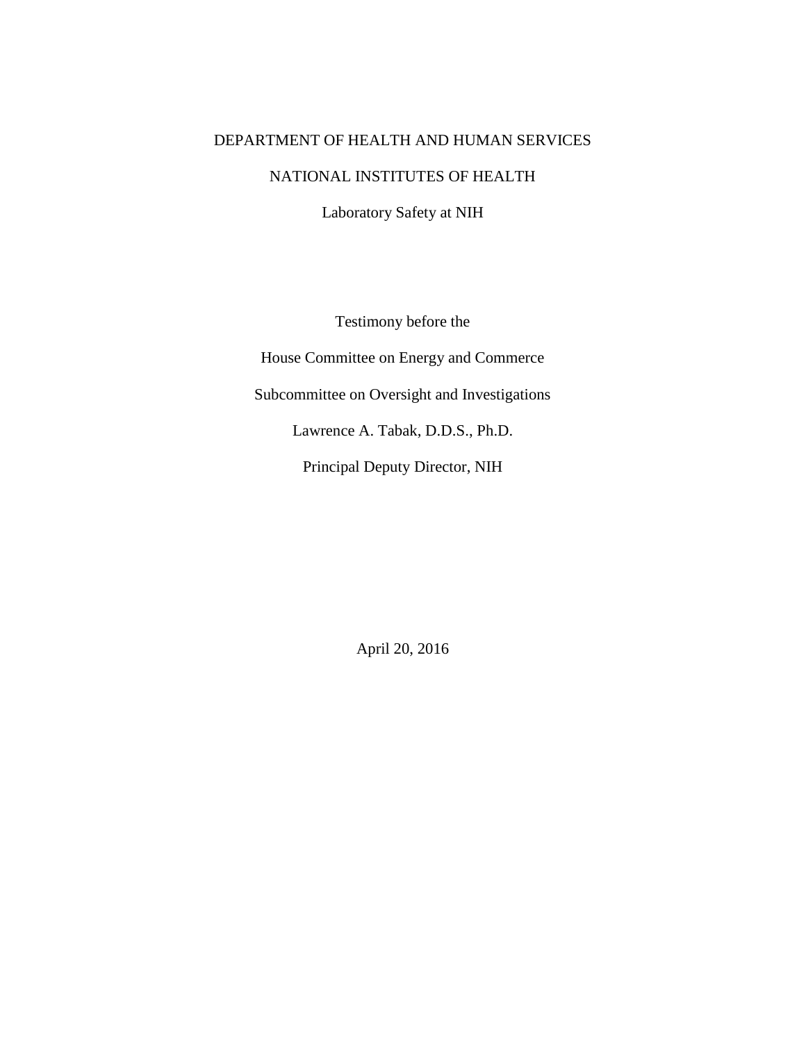DEPARTMENT OF HEALTH AND HUMAN SERVICES

NATIONAL INSTITUTES OF HEALTH

Laboratory Safety at NIH

Testimony before the

House Committee on Energy and Commerce

Subcommittee on Oversight and Investigations

Lawrence A. Tabak, D.D.S., Ph.D.

Principal Deputy Director, NIH

April 20, 2016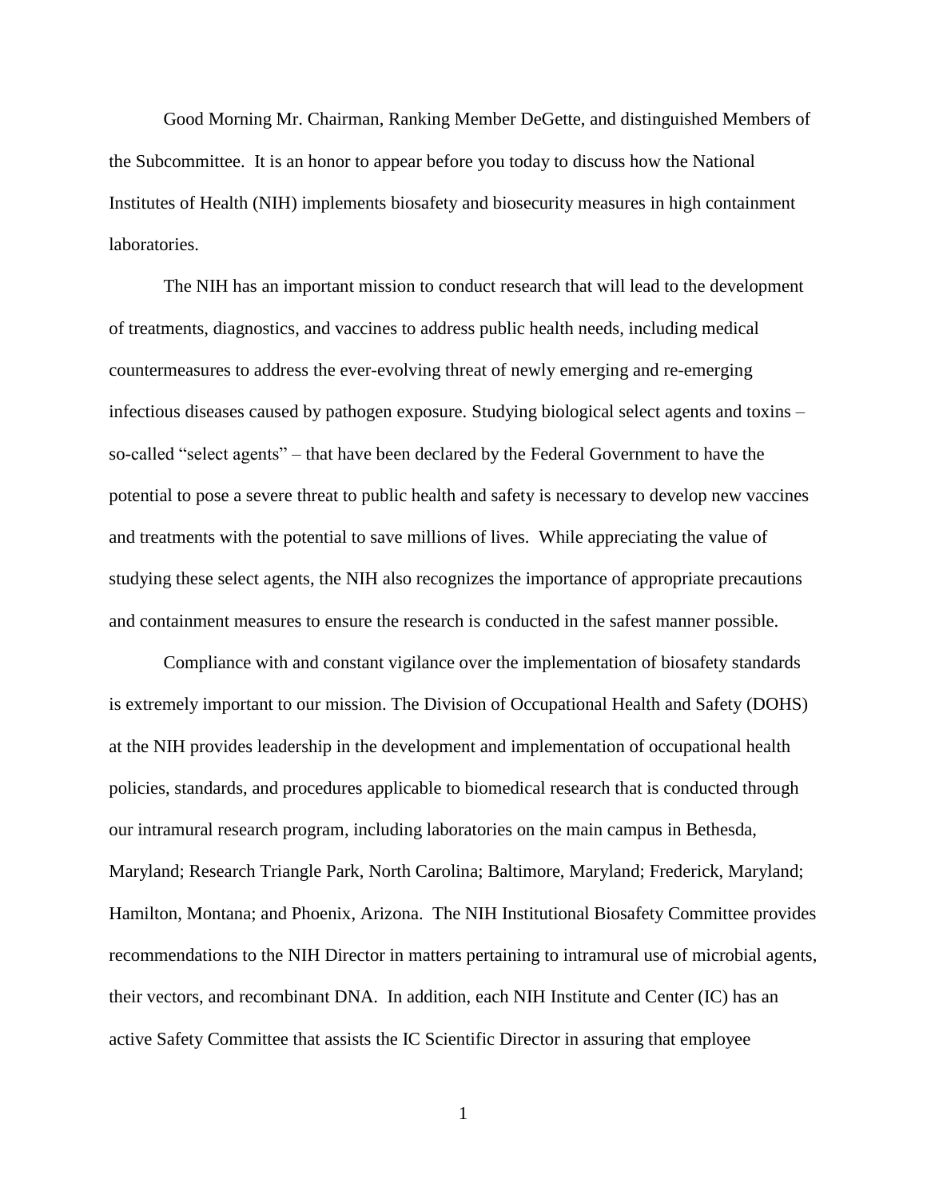Good Morning Mr. Chairman, Ranking Member DeGette, and distinguished Members of the Subcommittee. It is an honor to appear before you today to discuss how the National Institutes of Health (NIH) implements biosafety and biosecurity measures in high containment laboratories.

The NIH has an important mission to conduct research that will lead to the development of treatments, diagnostics, and vaccines to address public health needs, including medical countermeasures to address the ever-evolving threat of newly emerging and re-emerging infectious diseases caused by pathogen exposure. Studying biological select agents and toxins – so-called "select agents" – that have been declared by the Federal Government to have the potential to pose a severe threat to public health and safety is necessary to develop new vaccines and treatments with the potential to save millions of lives. While appreciating the value of studying these select agents, the NIH also recognizes the importance of appropriate precautions and containment measures to ensure the research is conducted in the safest manner possible.

Compliance with and constant vigilance over the implementation of biosafety standards is extremely important to our mission. The Division of Occupational Health and Safety (DOHS) at the NIH provides leadership in the development and implementation of occupational health policies, standards, and procedures applicable to biomedical research that is conducted through our intramural research program, including laboratories on the main campus in Bethesda, Maryland; Research Triangle Park, North Carolina; Baltimore, Maryland; Frederick, Maryland; Hamilton, Montana; and Phoenix, Arizona. The NIH Institutional Biosafety Committee provides recommendations to the NIH Director in matters pertaining to intramural use of microbial agents, their vectors, and recombinant DNA. In addition, each NIH Institute and Center (IC) has an active Safety Committee that assists the IC Scientific Director in assuring that employee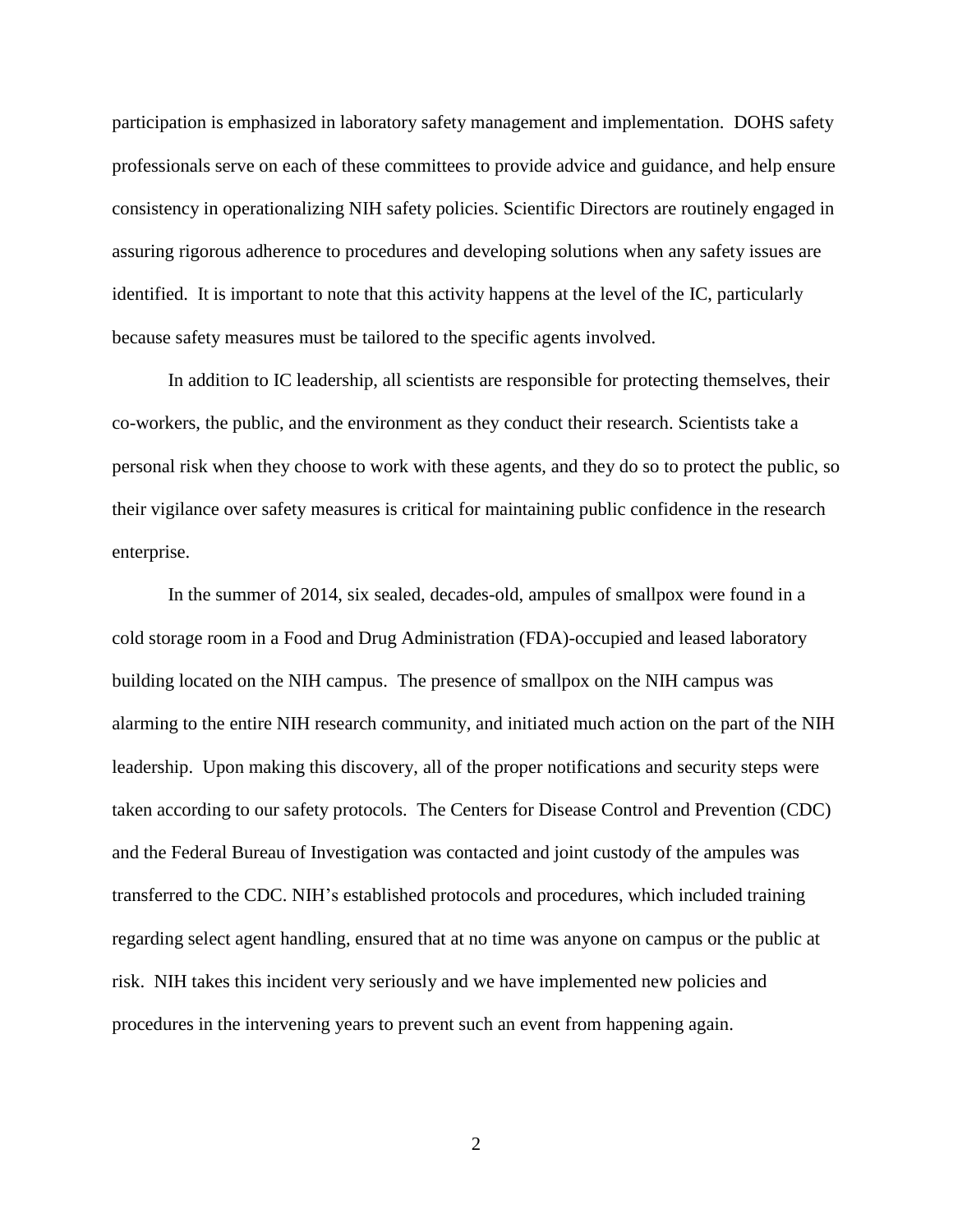participation is emphasized in laboratory safety management and implementation. DOHS safety professionals serve on each of these committees to provide advice and guidance, and help ensure consistency in operationalizing NIH safety policies. Scientific Directors are routinely engaged in assuring rigorous adherence to procedures and developing solutions when any safety issues are identified. It is important to note that this activity happens at the level of the IC, particularly because safety measures must be tailored to the specific agents involved.

In addition to IC leadership, all scientists are responsible for protecting themselves, their co-workers, the public, and the environment as they conduct their research. Scientists take a personal risk when they choose to work with these agents, and they do so to protect the public, so their vigilance over safety measures is critical for maintaining public confidence in the research enterprise.

In the summer of 2014, six sealed, decades-old, ampules of smallpox were found in a cold storage room in a Food and Drug Administration (FDA)-occupied and leased laboratory building located on the NIH campus. The presence of smallpox on the NIH campus was alarming to the entire NIH research community, and initiated much action on the part of the NIH leadership. Upon making this discovery, all of the proper notifications and security steps were taken according to our safety protocols. The Centers for Disease Control and Prevention (CDC) and the Federal Bureau of Investigation was contacted and joint custody of the ampules was transferred to the CDC. NIH's established protocols and procedures, which included training regarding select agent handling, ensured that at no time was anyone on campus or the public at risk. NIH takes this incident very seriously and we have implemented new policies and procedures in the intervening years to prevent such an event from happening again.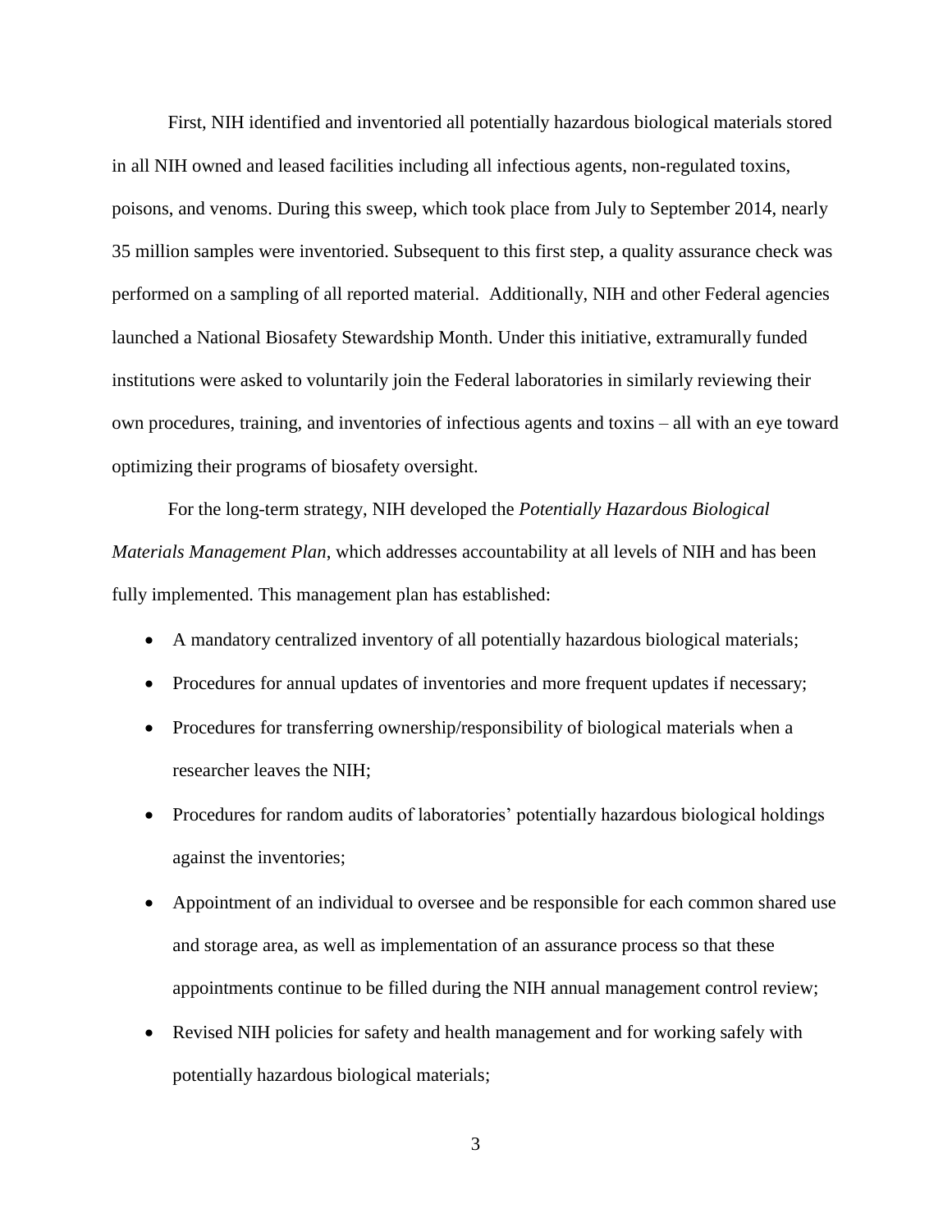First, NIH identified and inventoried all potentially hazardous biological materials stored in all NIH owned and leased facilities including all infectious agents, non-regulated toxins, poisons, and venoms. During this sweep, which took place from July to September 2014, nearly 35 million samples were inventoried. Subsequent to this first step, a quality assurance check was performed on a sampling of all reported material. Additionally, NIH and other Federal agencies launched a National Biosafety Stewardship Month. Under this initiative, extramurally funded institutions were asked to voluntarily join the Federal laboratories in similarly reviewing their own procedures, training, and inventories of infectious agents and toxins – all with an eye toward optimizing their programs of biosafety oversight.

For the long-term strategy, NIH developed the *Potentially Hazardous Biological Materials Management Plan*, which addresses accountability at all levels of NIH and has been fully implemented. This management plan has established:

- A mandatory centralized inventory of all potentially hazardous biological materials;
- Procedures for annual updates of inventories and more frequent updates if necessary;
- Procedures for transferring ownership/responsibility of biological materials when a researcher leaves the NIH;
- Procedures for random audits of laboratories' potentially hazardous biological holdings against the inventories;
- Appointment of an individual to oversee and be responsible for each common shared use and storage area, as well as implementation of an assurance process so that these appointments continue to be filled during the NIH annual management control review;
- Revised NIH policies for safety and health management and for working safely with potentially hazardous biological materials;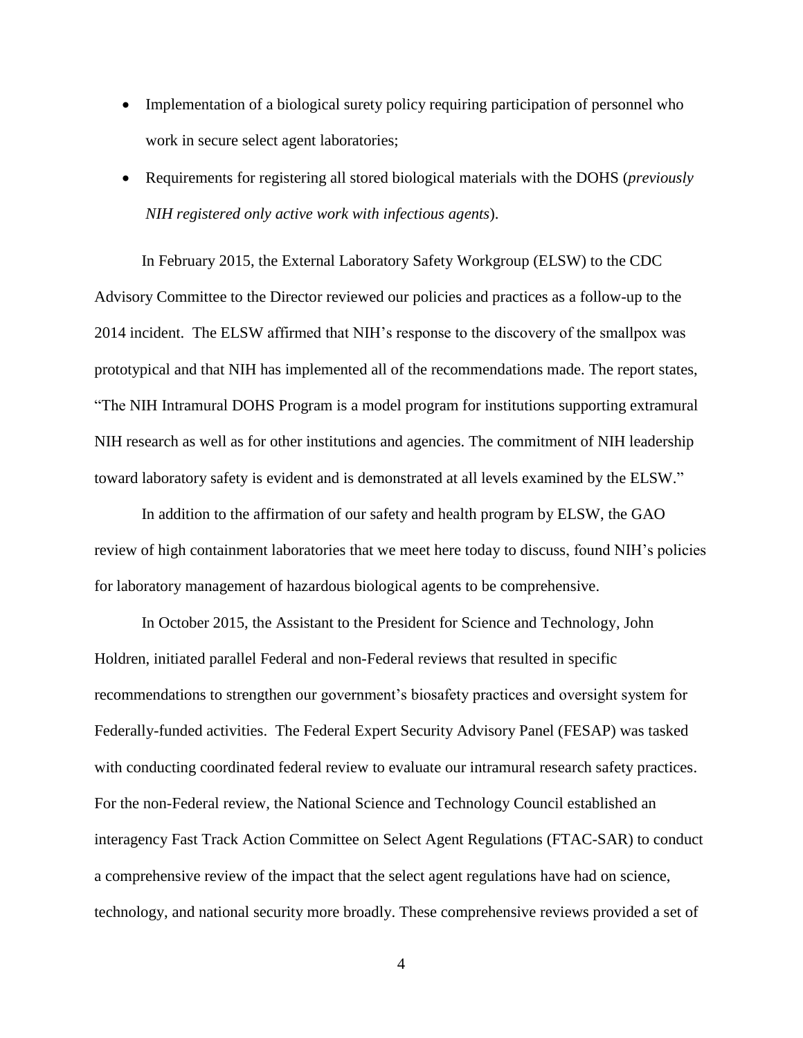- Implementation of a biological surety policy requiring participation of personnel who work in secure select agent laboratories;
- Requirements for registering all stored biological materials with the DOHS (*previously NIH registered only active work with infectious agents*).

In February 2015, the External Laboratory Safety Workgroup (ELSW) to the CDC Advisory Committee to the Director reviewed our policies and practices as a follow-up to the 2014 incident. The ELSW affirmed that NIH's response to the discovery of the smallpox was prototypical and that NIH has implemented all of the recommendations made. The report states, "The NIH Intramural DOHS Program is a model program for institutions supporting extramural NIH research as well as for other institutions and agencies. The commitment of NIH leadership toward laboratory safety is evident and is demonstrated at all levels examined by the ELSW."

In addition to the affirmation of our safety and health program by ELSW, the GAO review of high containment laboratories that we meet here today to discuss, found NIH's policies for laboratory management of hazardous biological agents to be comprehensive.

In October 2015, the Assistant to the President for Science and Technology, John Holdren, initiated parallel Federal and non-Federal reviews that resulted in specific recommendations to strengthen our government's biosafety practices and oversight system for Federally-funded activities. The Federal Expert Security Advisory Panel (FESAP) was tasked with conducting coordinated federal review to evaluate our intramural research safety practices. For the non-Federal review, the National Science and Technology Council established an interagency Fast Track Action Committee on Select Agent Regulations (FTAC-SAR) to conduct a comprehensive review of the impact that the select agent regulations have had on science, technology, and national security more broadly. These comprehensive reviews provided a set of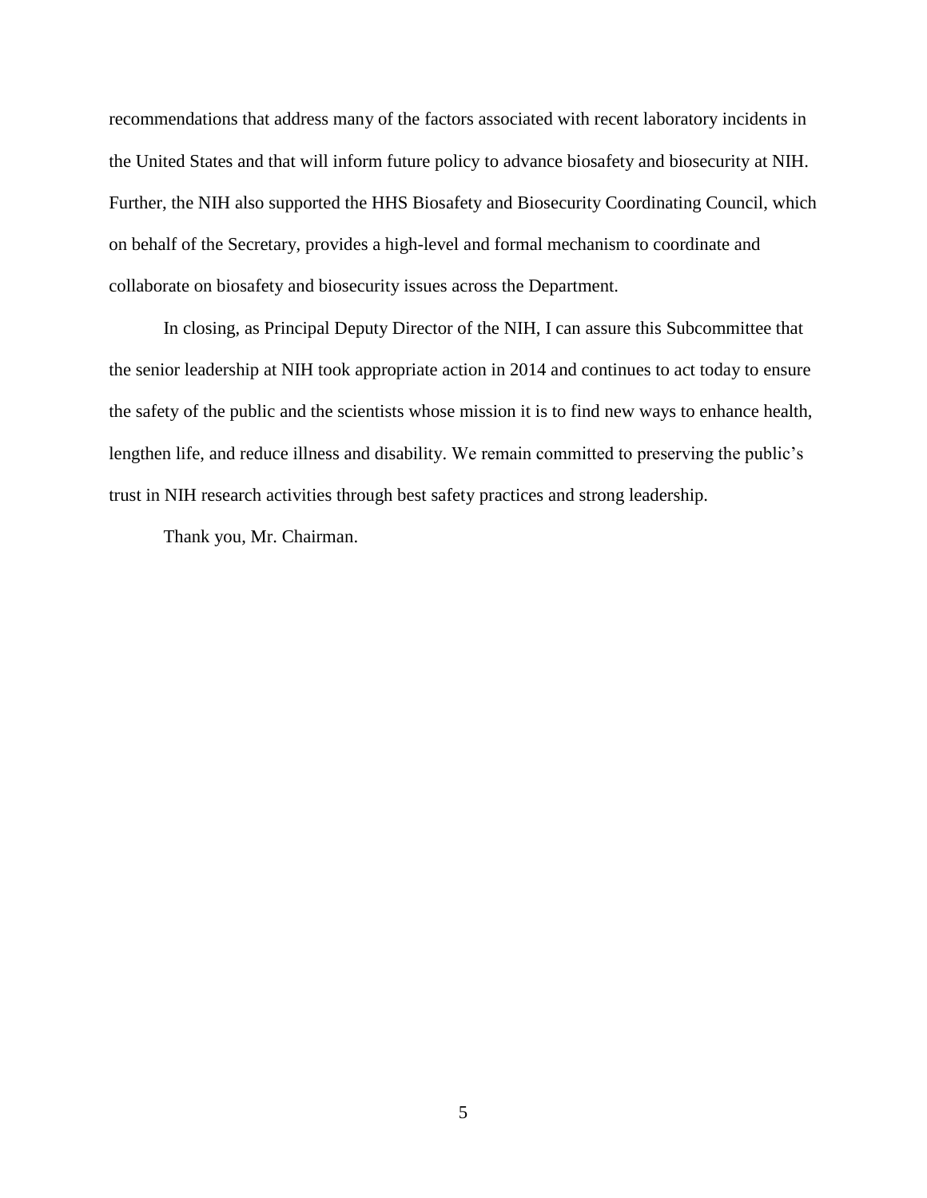recommendations that address many of the factors associated with recent laboratory incidents in the United States and that will inform future policy to advance biosafety and biosecurity at NIH. Further, the NIH also supported the HHS Biosafety and Biosecurity Coordinating Council, which on behalf of the Secretary, provides a high-level and formal mechanism to coordinate and collaborate on biosafety and biosecurity issues across the Department.

In closing, as Principal Deputy Director of the NIH, I can assure this Subcommittee that the senior leadership at NIH took appropriate action in 2014 and continues to act today to ensure the safety of the public and the scientists whose mission it is to find new ways to enhance health, lengthen life, and reduce illness and disability. We remain committed to preserving the public's trust in NIH research activities through best safety practices and strong leadership.

Thank you, Mr. Chairman.